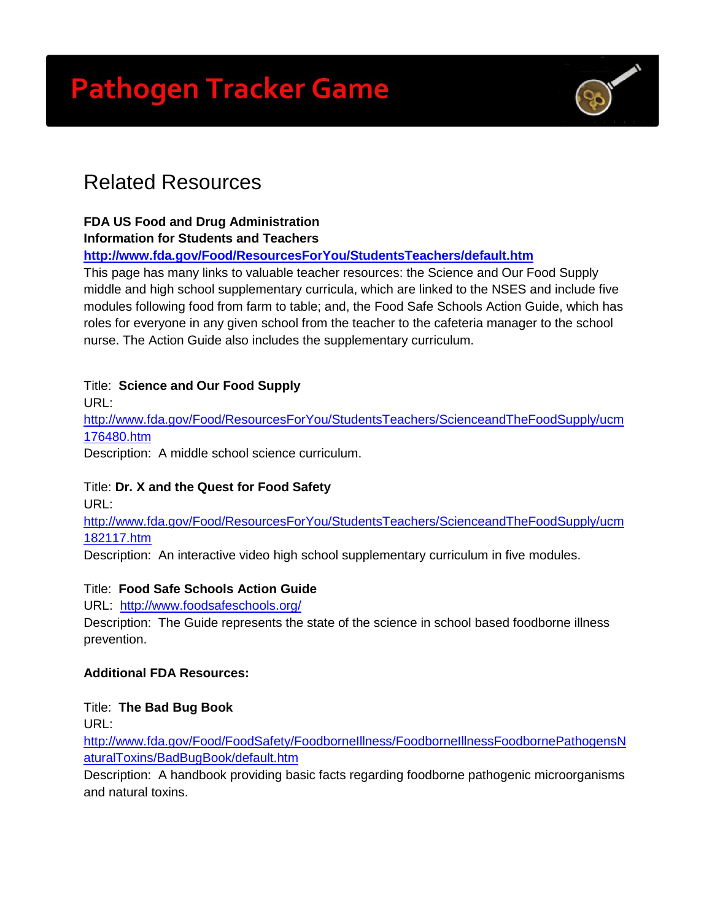# Pathogen Tracker Game

## Related Resources

**FDA US Food and Drug Administration**
**Information for Students and Teachers**
**http://www.fda.gov/Food/ResourcesForYou/StudentsTeachers/default.htm**
This page has many links to valuable teacher resources: the Science and Our Food Supply middle and high school supplementary curricula, which are linked to the NSES and include five modules following food from farm to table; and, the Food Safe Schools Action Guide, which has roles for everyone in any given school from the teacher to the cafeteria manager to the school nurse. The Action Guide also includes the supplementary curriculum.

Title: **Science and Our Food Supply**
URL:
http://www.fda.gov/Food/ResourcesForYou/StudentsTeachers/ScienceandTheFoodSupply/ucm176480.htm
Description: A middle school science curriculum.

Title: **Dr. X and the Quest for Food Safety**
URL:
http://www.fda.gov/Food/ResourcesForYou/StudentsTeachers/ScienceandTheFoodSupply/ucm182117.htm
Description: An interactive video high school supplementary curriculum in five modules.

Title: **Food Safe Schools Action Guide**
URL: http://www.foodsafeschools.org/
Description: The Guide represents the state of the science in school based foodborne illness prevention.

**Additional FDA Resources:**

Title: **The Bad Bug Book**
URL:
http://www.fda.gov/Food/FoodSafety/FoodborneIllness/FoodborneIllnessFoodbornePathogensNaturalToxins/BadBugBook/default.htm
Description: A handbook providing basic facts regarding foodborne pathogenic microorganisms and natural toxins.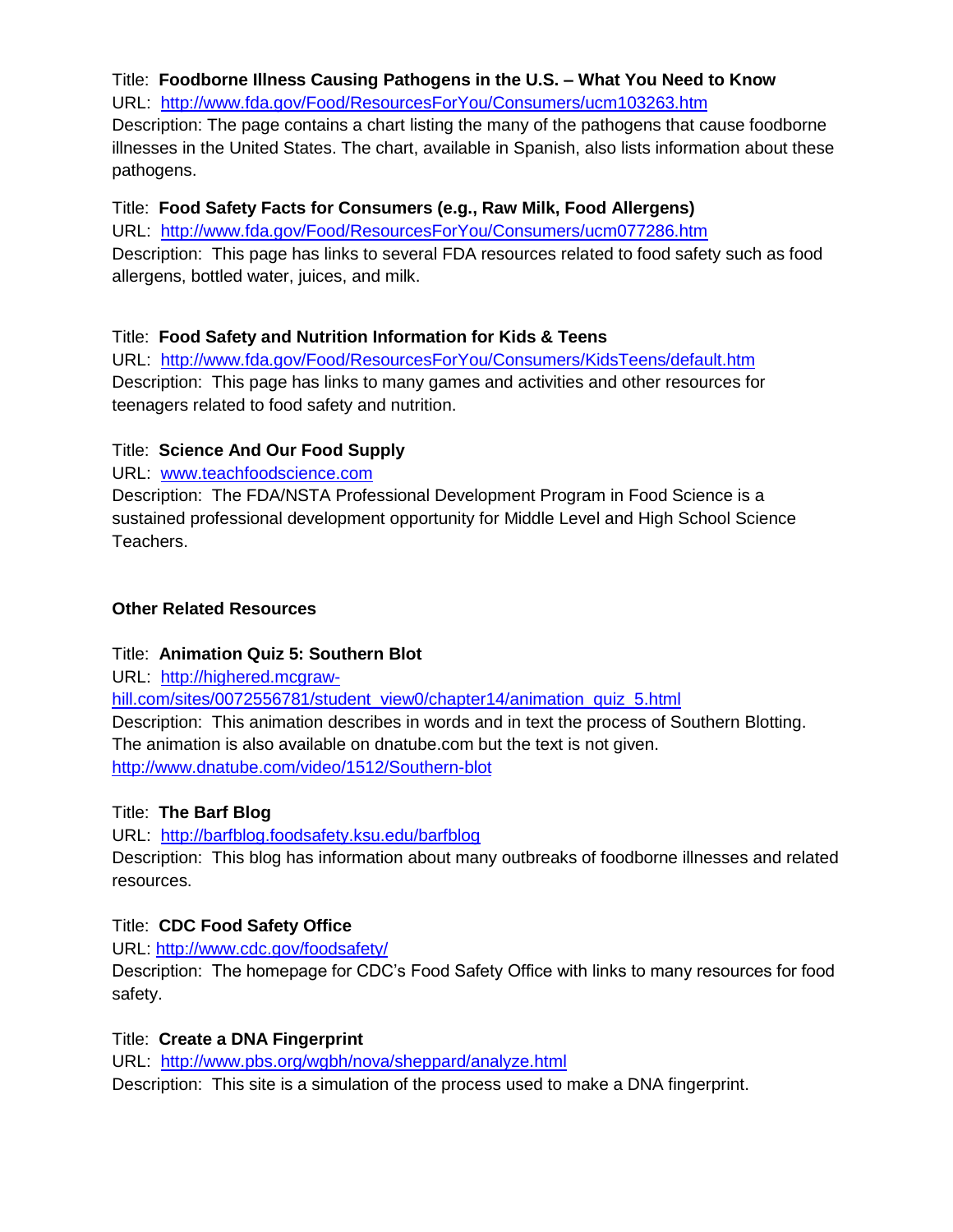Title: **Foodborne Illness Causing Pathogens in the U.S. – What You Need to Know**
URL: [http://www.fda.gov/Food/ResourcesForYou/Consumers/ucm103263.htm](http://www.fda.gov/Food/ResourcesForYou/Consumers/ucm103263.htm)
Description: The page contains a chart listing the many of the pathogens that cause foodborne illnesses in the United States. The chart, available in Spanish, also lists information about these pathogens.

Title: **Food Safety Facts for Consumers (e.g., Raw Milk, Food Allergens)**
URL: [http://www.fda.gov/Food/ResourcesForYou/Consumers/ucm077286.htm](http://www.fda.gov/Food/ResourcesForYou/Consumers/ucm077286.htm)
Description: This page has links to several FDA resources related to food safety such as food allergens, bottled water, juices, and milk.

Title: **Food Safety and Nutrition Information for Kids & Teens**
URL: [http://www.fda.gov/Food/ResourcesForYou/Consumers/KidsTeens/default.htm](http://www.fda.gov/Food/ResourcesForYou/Consumers/KidsTeens/default.htm)
Description: This page has links to many games and activities and other resources for teenagers related to food safety and nutrition.

Title: **Science And Our Food Supply**
URL: [www.teachfoodscience.com](www.teachfoodscience.com)
Description: The FDA/NSTA Professional Development Program in Food Science is a sustained professional development opportunity for Middle Level and High School Science Teachers.

**Other Related Resources**

Title: **Animation Quiz 5: Southern Blot**
URL: [http://highered.mcgraw-hill.com/sites/0072556781/student_view0/chapter14/animation_quiz_5.html](http://highered.mcgraw-hill.com/sites/0072556781/student_view0/chapter14/animation_quiz_5.html)
Description: This animation describes in words and in text the process of Southern Blotting. The animation is also available on dnatube.com but the text is not given.
[http://www.dnatube.com/video/1512/Southern-blot](http://www.dnatube.com/video/1512/Southern-blot)

Title: **The Barf Blog**
URL: [http://barfblog.foodsafety.ksu.edu/barfblog](http://barfblog.foodsafety.ksu.edu/barfblog)
Description: This blog has information about many outbreaks of foodborne illnesses and related resources.

Title: **CDC Food Safety Office**
URL: [http://www.cdc.gov/foodsafety/](http://www.cdc.gov/foodsafety/)
Description: The homepage for CDC's Food Safety Office with links to many resources for food safety.

Title: **Create a DNA Fingerprint**
URL: [http://www.pbs.org/wgbh/nova/sheppard/analyze.html](http://www.pbs.org/wgbh/nova/sheppard/analyze.html)
Description: This site is a simulation of the process used to make a DNA fingerprint.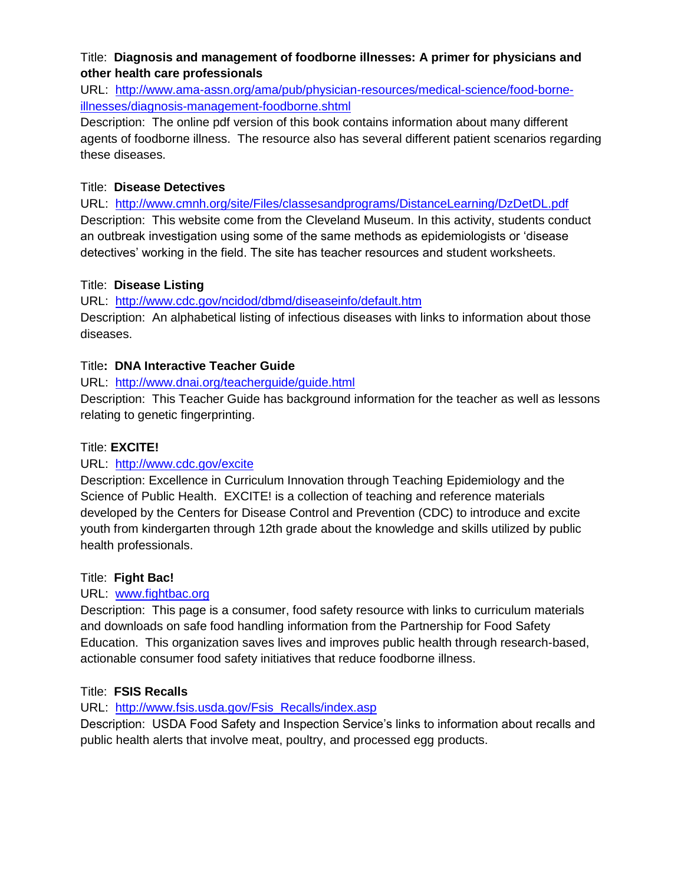Title: **Diagnosis and management of foodborne illnesses: A primer for physicians and other health care professionals**

URL: http://www.ama-assn.org/ama/pub/physician-resources/medical-science/food-borne-illnesses/diagnosis-management-foodborne.shtml

Description: The online pdf version of this book contains information about many different agents of foodborne illness. The resource also has several different patient scenarios regarding these diseases.

Title: **Disease Detectives**

URL: http://www.cmnh.org/site/Files/classesandprograms/DistanceLearning/DzDetDL.pdf

Description: This website come from the Cleveland Museum. In this activity, students conduct an outbreak investigation using some of the same methods as epidemiologists or 'disease detectives' working in the field. The site has teacher resources and student worksheets.

Title: **Disease Listing**

URL: http://www.cdc.gov/ncidod/dbmd/diseaseinfo/default.htm

Description: An alphabetical listing of infectious diseases with links to information about those diseases.

Title**: DNA Interactive Teacher Guide**

URL: http://www.dnai.org/teacherguide/guide.html

Description: This Teacher Guide has background information for the teacher as well as lessons relating to genetic fingerprinting.

Title: **EXCITE!**

URL: http://www.cdc.gov/excite

Description: Excellence in Curriculum Innovation through Teaching Epidemiology and the Science of Public Health. EXCITE! is a collection of teaching and reference materials developed by the Centers for Disease Control and Prevention (CDC) to introduce and excite youth from kindergarten through 12th grade about the knowledge and skills utilized by public health professionals.

Title: **Fight Bac!**

URL: www.fightbac.org

Description: This page is a consumer, food safety resource with links to curriculum materials and downloads on safe food handling information from the Partnership for Food Safety Education. This organization saves lives and improves public health through research-based, actionable consumer food safety initiatives that reduce foodborne illness.

Title: **FSIS Recalls**

URL: http://www.fsis.usda.gov/Fsis_Recalls/index.asp

Description: USDA Food Safety and Inspection Service's links to information about recalls and public health alerts that involve meat, poultry, and processed egg products.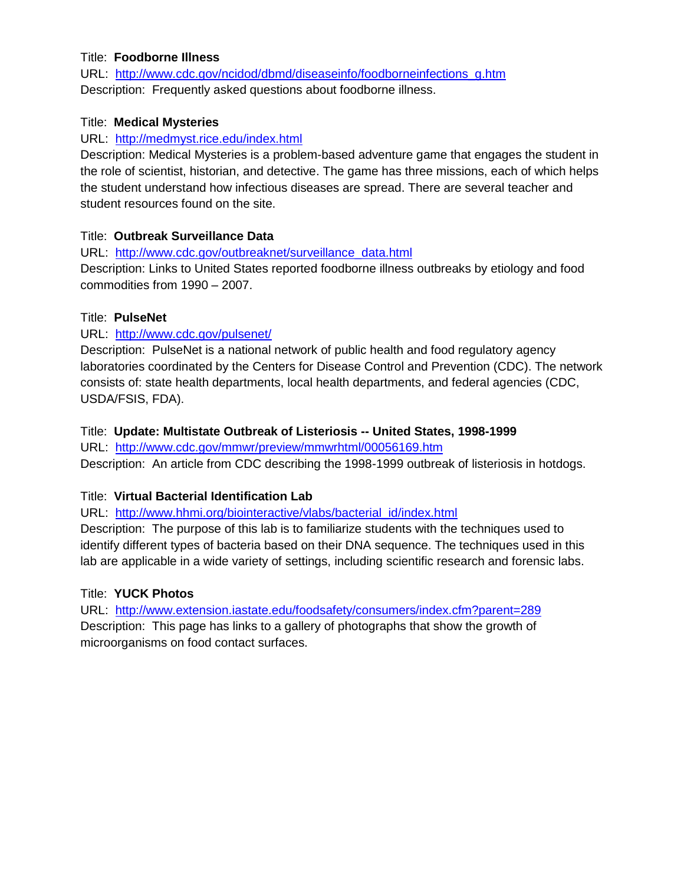Title: **Foodborne Illness**

URL: http://www.cdc.gov/ncidod/dbmd/diseaseinfo/foodborneinfections_g.htm

Description: Frequently asked questions about foodborne illness.

Title: **Medical Mysteries**

URL: http://medmyst.rice.edu/index.html

Description: Medical Mysteries is a problem-based adventure game that engages the student in the role of scientist, historian, and detective. The game has three missions, each of which helps the student understand how infectious diseases are spread. There are several teacher and student resources found on the site.

Title: **Outbreak Surveillance Data**

URL: http://www.cdc.gov/outbreaknet/surveillance_data.html

Description: Links to United States reported foodborne illness outbreaks by etiology and food commodities from 1990 – 2007.

Title: **PulseNet**

URL: http://www.cdc.gov/pulsenet/

Description: PulseNet is a national network of public health and food regulatory agency laboratories coordinated by the Centers for Disease Control and Prevention (CDC). The network consists of: state health departments, local health departments, and federal agencies (CDC, USDA/FSIS, FDA).

Title: **Update: Multistate Outbreak of Listeriosis -- United States, 1998-1999**

URL: http://www.cdc.gov/mmwr/preview/mmwrhtml/00056169.htm

Description: An article from CDC describing the 1998-1999 outbreak of listeriosis in hotdogs.

Title: **Virtual Bacterial Identification Lab**

URL: http://www.hhmi.org/biointeractive/vlabs/bacterial_id/index.html

Description: The purpose of this lab is to familiarize students with the techniques used to identify different types of bacteria based on their DNA sequence. The techniques used in this lab are applicable in a wide variety of settings, including scientific research and forensic labs.

Title: **YUCK Photos**

URL: http://www.extension.iastate.edu/foodsafety/consumers/index.cfm?parent=289

Description: This page has links to a gallery of photographs that show the growth of microorganisms on food contact surfaces.